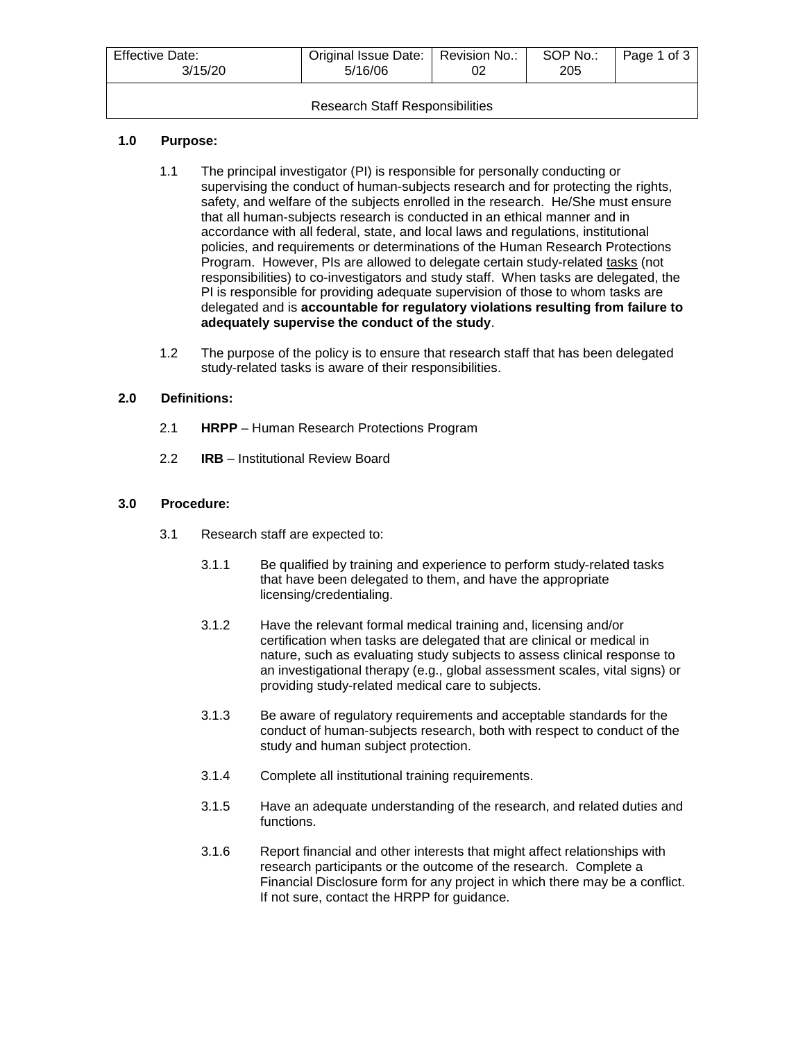| Effective Date: 3/15/20 | Original Issue Date: 5/16/06 | Revision No.: 02 | SOP No.: 205 |
|---|---|---|---|
| Research Staff Responsibilities | | | |

## 1.0 Purpose:

1.1 The principal investigator (PI) is responsible for personally conducting or supervising the conduct of human-subjects research and for protecting the rights, safety, and welfare of the subjects enrolled in the research. He/She must ensure that all human-subjects research is conducted in an ethical manner and in accordance with all federal, state, and local laws and regulations, institutional policies, and requirements or determinations of the Human Research Protections Program. However, PIs are allowed to delegate certain study-related tasks (not responsibilities) to co-investigators and study staff. When tasks are delegated, the PI is responsible for providing adequate supervision of those to whom tasks are delegated and is **accountable for regulatory violations resulting from failure to adequately supervise the conduct of the study**.

1.2 The purpose of the policy is to ensure that research staff that has been delegated study-related tasks is aware of their responsibilities.

## 2.0 Definitions:

2.1 **HRPP** – Human Research Protections Program

2.2 **IRB** – Institutional Review Board

## 3.0 Procedure:

3.1 Research staff are expected to:

3.1.1 Be qualified by training and experience to perform study-related tasks that have been delegated to them, and have the appropriate licensing/credentialing.

3.1.2 Have the relevant formal medical training and, licensing and/or certification when tasks are delegated that are clinical or medical in nature, such as evaluating study subjects to assess clinical response to an investigational therapy (e.g., global assessment scales, vital signs) or providing study-related medical care to subjects.

3.1.3 Be aware of regulatory requirements and acceptable standards for the conduct of human-subjects research, both with respect to conduct of the study and human subject protection.

3.1.4 Complete all institutional training requirements.

3.1.5 Have an adequate understanding of the research, and related duties and functions.

3.1.6 Report financial and other interests that might affect relationships with research participants or the outcome of the research. Complete a Financial Disclosure form for any project in which there may be a conflict. If not sure, contact the HRPP for guidance.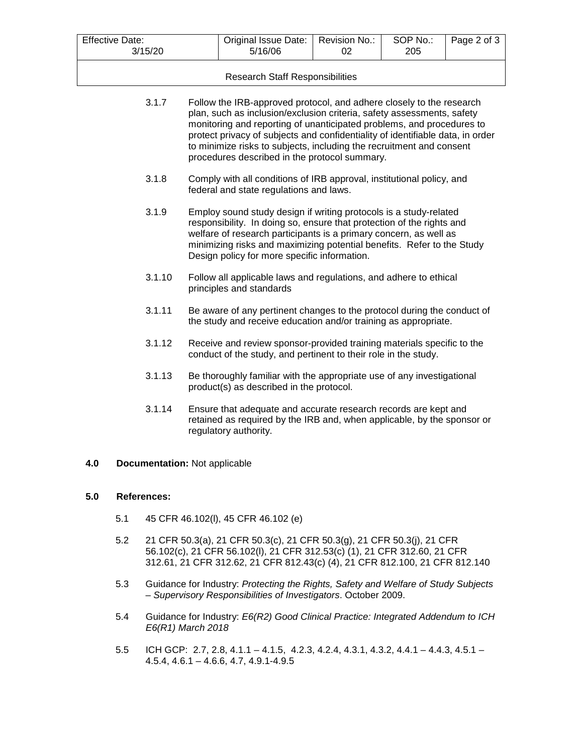3.1.7 Follow the IRB-approved protocol, and adhere closely to the research plan, such as inclusion/exclusion criteria, safety assessments, safety monitoring and reporting of unanticipated problems, and procedures to protect privacy of subjects and confidentiality of identifiable data, in order to minimize risks to subjects, including the recruitment and consent procedures described in the protocol summary.

3.1.8 Comply with all conditions of IRB approval, institutional policy, and federal and state regulations and laws.

3.1.9 Employ sound study design if writing protocols is a study-related responsibility. In doing so, ensure that protection of the rights and welfare of research participants is a primary concern, as well as minimizing risks and maximizing potential benefits. Refer to the Study Design policy for more specific information.

3.1.10 Follow all applicable laws and regulations, and adhere to ethical principles and standards

3.1.11 Be aware of any pertinent changes to the protocol during the conduct of the study and receive education and/or training as appropriate.

3.1.12 Receive and review sponsor-provided training materials specific to the conduct of the study, and pertinent to their role in the study.

3.1.13 Be thoroughly familiar with the appropriate use of any investigational product(s) as described in the protocol.

3.1.14 Ensure that adequate and accurate research records are kept and retained as required by the IRB and, when applicable, by the sponsor or regulatory authority.

**4.0 Documentation:** Not applicable

**5.0 References:**

5.1 45 CFR 46.102(l), 45 CFR 46.102 (e)

5.2 21 CFR 50.3(a), 21 CFR 50.3(c), 21 CFR 50.3(g), 21 CFR 50.3(j), 21 CFR 56.102(c), 21 CFR 56.102(l), 21 CFR 312.53(c) (1), 21 CFR 312.60, 21 CFR 312.61, 21 CFR 312.62, 21 CFR 812.43(c) (4), 21 CFR 812.100, 21 CFR 812.140

5.3 Guidance for Industry: *Protecting the Rights, Safety and Welfare of Study Subjects – Supervisory Responsibilities of Investigators*. October 2009.

5.4 Guidance for Industry: *E6(R2) Good Clinical Practice: Integrated Addendum to ICH E6(R1) March 2018*

5.5 ICH GCP: 2.7, 2.8, 4.1.1 – 4.1.5, 4.2.3, 4.2.4, 4.3.1, 4.3.2, 4.4.1 – 4.4.3, 4.5.1 – 4.5.4, 4.6.1 – 4.6.6, 4.7, 4.9.1-4.9.5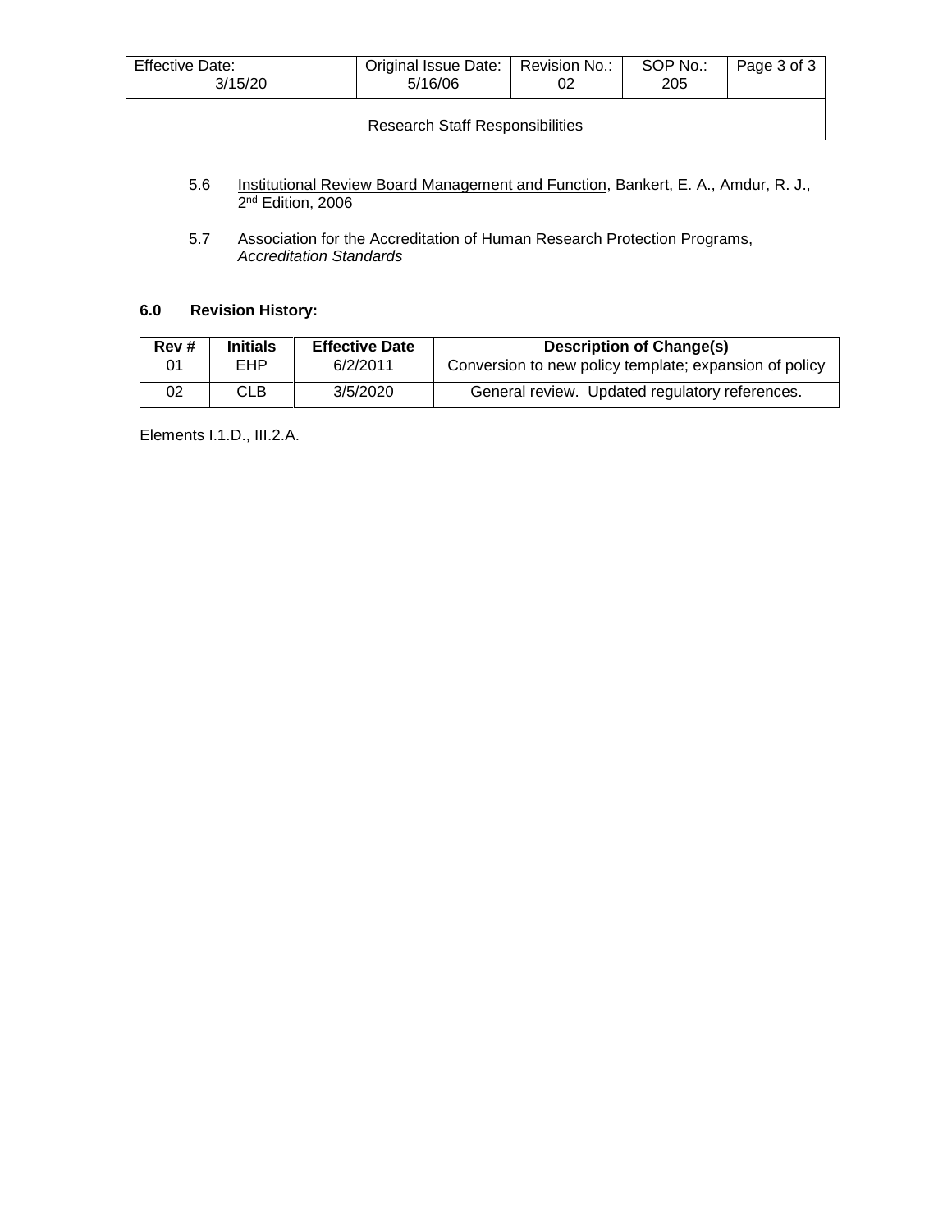5.6 Institutional Review Board Management and Function, Bankert, E. A., Amdur, R. J., 2nd Edition, 2006

5.7 Association for the Accreditation of Human Research Protection Programs, *Accreditation Standards*

**6.0 Revision History:**

| Rev # | Initials | Effective Date | Description of Change(s) |
|---|---|---|---|
| 01 | EHP | 6/2/2011 | Conversion to new policy template; expansion of policy |
| 02 | CLB | 3/5/2020 | General review. Updated regulatory references. |

Elements I.1.D., III.2.A.